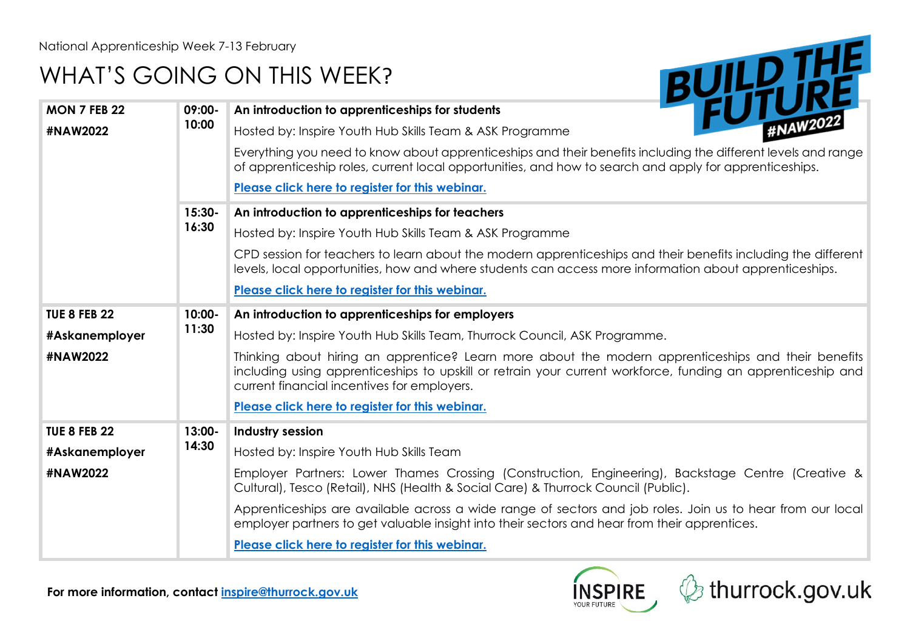National Apprenticeship Week 7-13 February

# WHAT'S GOING ON THIS WEEK?

BUILD THE FUTURE #NAW2022

| | | |
|---|---|---|
| **MON 7 FEB 22**<br>**#NAW2022** | **09:00-10:00** | **An introduction to apprenticeships for students**<br>Hosted by: Inspire Youth Hub Skills Team & ASK Programme<br>Everything you need to know about apprenticeships and their benefits including the different levels and range of apprenticeship roles, current local opportunities, and how to search and apply for apprenticeships.<br>**Please click here to register for this webinar.** |
| | **15:30-16:30** | **An introduction to apprenticeships for teachers**<br>Hosted by: Inspire Youth Hub Skills Team & ASK Programme<br>CPD session for teachers to learn about the modern apprenticeships and their benefits including the different levels, local opportunities, how and where students can access more information about apprenticeships.<br>**Please click here to register for this webinar.** |
| **TUE 8 FEB 22**<br>**#Askanemployer**<br>**#NAW2022** | **10:00-11:30** | **An introduction to apprenticeships for employers**<br>Hosted by: Inspire Youth Hub Skills Team, Thurrock Council, ASK Programme.<br>Thinking about hiring an apprentice? Learn more about the modern apprenticeships and their benefits including using apprenticeships to upskill or retrain your current workforce, funding an apprenticeship and current financial incentives for employers.<br>**Please click here to register for this webinar.** |
| **TUE 8 FEB 22**<br>**#Askanemployer**<br>**#NAW2022** | **13:00-14:30** | **Industry session**<br>Hosted by: Inspire Youth Hub Skills Team<br>Employer Partners: Lower Thames Crossing (Construction, Engineering), Backstage Centre (Creative & Cultural), Tesco (Retail), NHS (Health & Social Care) & Thurrock Council (Public).<br>Apprenticeships are available across a wide range of sectors and job roles. Join us to hear from our local employer partners to get valuable insight into their sectors and hear from their apprentices.<br>**Please click here to register for this webinar.** |

**For more information, contact inspire@thurrock.gov.uk**

INSPIRE YOUR FUTURE thurrock.gov.uk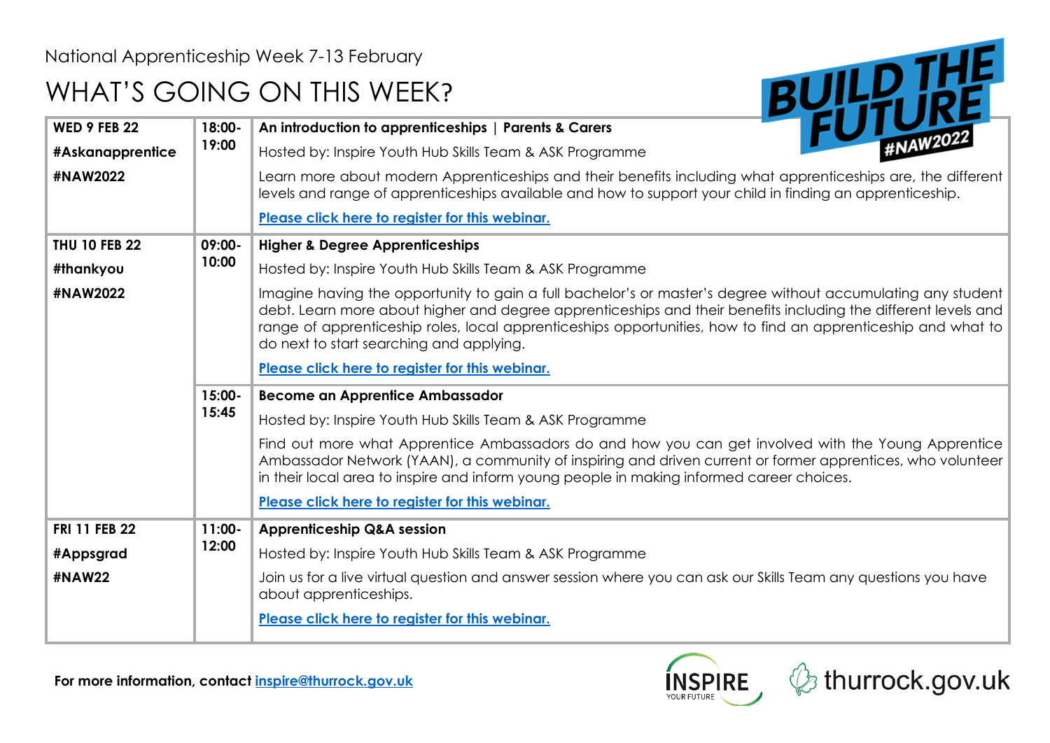National Apprenticeship Week 7-13 February

# WHAT'S GOING ON THIS WEEK?

BUILD THE FUTURE #NAW2022

| | | |
|---|---|---|
| **WED 9 FEB 22**<br>**#Askanapprentice**<br>**#NAW2022** | **18:00-19:00** | **An introduction to apprenticeships \| Parents & Carers**<br>Hosted by: Inspire Youth Hub Skills Team & ASK Programme<br>Learn more about modern Apprenticeships and their benefits including what apprenticeships are, the different levels and range of apprenticeships available and how to support your child in finding an apprenticeship.<br>**Please click here to register for this webinar.** |
| **THU 10 FEB 22**<br>**#thankyou**<br>**#NAW2022** | **09:00-10:00** | **Higher & Degree Apprenticeships**<br>Hosted by: Inspire Youth Hub Skills Team & ASK Programme<br>Imagine having the opportunity to gain a full bachelor's or master's degree without accumulating any student debt. Learn more about higher and degree apprenticeships and their benefits including the different levels and range of apprenticeship roles, local apprenticeships opportunities, how to find an apprenticeship and what to do next to start searching and applying.<br>**Please click here to register for this webinar.** |
| | **15:00-15:45** | **Become an Apprentice Ambassador**<br>Hosted by: Inspire Youth Hub Skills Team & ASK Programme<br>Find out more what Apprentice Ambassadors do and how you can get involved with the Young Apprentice Ambassador Network (YAAN), a community of inspiring and driven current or former apprentices, who volunteer in their local area to inspire and inform young people in making informed career choices.<br>**Please click here to register for this webinar.** |
| **FRI 11 FEB 22**<br>**#Appsgrad**<br>**#NAW22** | **11:00-12:00** | **Apprenticeship Q&A session**<br>Hosted by: Inspire Youth Hub Skills Team & ASK Programme<br>Join us for a live virtual question and answer session where you can ask our Skills Team any questions you have about apprenticeships.<br>**Please click here to register for this webinar.** |

**For more information, contact inspire@thurrock.gov.uk**

INSPIRE YOUR FUTURE

thurrock.gov.uk